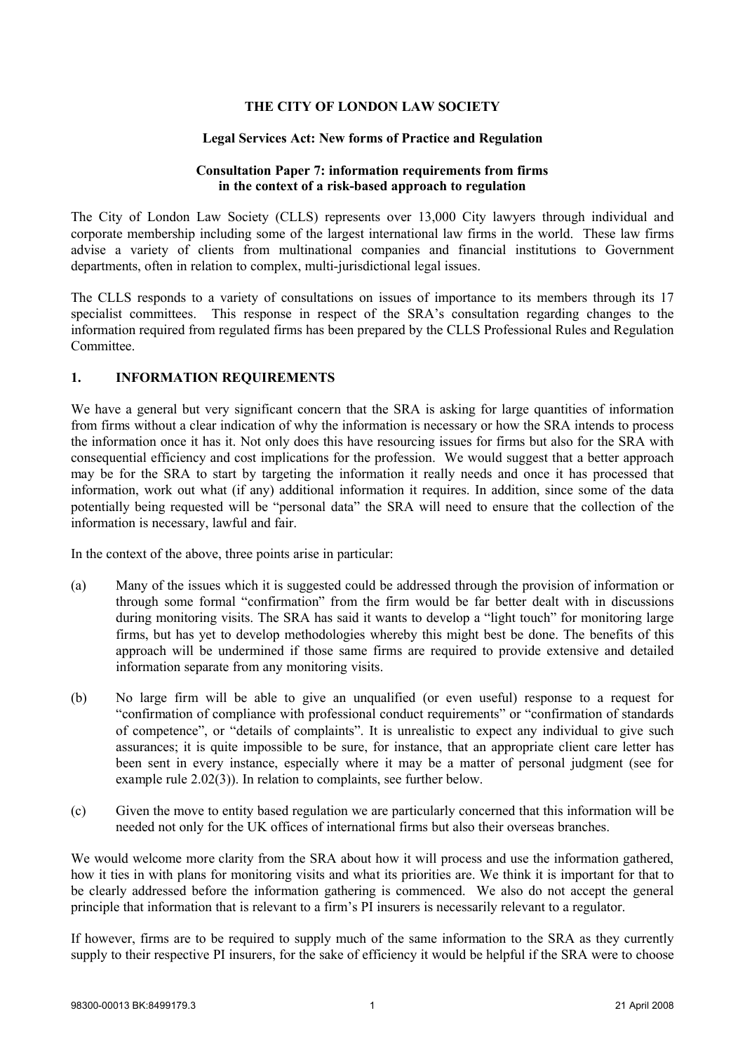**THE CITY OF LONDON LAW SOCIETY**

**Legal Services Act: New forms of Practice and Regulation**

**Consultation Paper 7: information requirements from firms in the context of a risk-based approach to regulation**

The City of London Law Society (CLLS) represents over 13,000 City lawyers through individual and corporate membership including some of the largest international law firms in the world. These law firms advise a variety of clients from multinational companies and financial institutions to Government departments, often in relation to complex, multi-jurisdictional legal issues.

The CLLS responds to a variety of consultations on issues of importance to its members through its 17 specialist committees. This response in respect of the SRA's consultation regarding changes to the information required from regulated firms has been prepared by the CLLS Professional Rules and Regulation Committee.

## 1. INFORMATION REQUIREMENTS

We have a general but very significant concern that the SRA is asking for large quantities of information from firms without a clear indication of why the information is necessary or how the SRA intends to process the information once it has it. Not only does this have resourcing issues for firms but also for the SRA with consequential efficiency and cost implications for the profession. We would suggest that a better approach may be for the SRA to start by targeting the information it really needs and once it has processed that information, work out what (if any) additional information it requires. In addition, since some of the data potentially being requested will be "personal data" the SRA will need to ensure that the collection of the information is necessary, lawful and fair.

In the context of the above, three points arise in particular:

(a) Many of the issues which it is suggested could be addressed through the provision of information or through some formal "confirmation" from the firm would be far better dealt with in discussions during monitoring visits. The SRA has said it wants to develop a "light touch" for monitoring large firms, but has yet to develop methodologies whereby this might best be done. The benefits of this approach will be undermined if those same firms are required to provide extensive and detailed information separate from any monitoring visits.

(b) No large firm will be able to give an unqualified (or even useful) response to a request for "confirmation of compliance with professional conduct requirements" or "confirmation of standards of competence", or "details of complaints". It is unrealistic to expect any individual to give such assurances; it is quite impossible to be sure, for instance, that an appropriate client care letter has been sent in every instance, especially where it may be a matter of personal judgment (see for example rule 2.02(3)). In relation to complaints, see further below.

(c) Given the move to entity based regulation we are particularly concerned that this information will be needed not only for the UK offices of international firms but also their overseas branches.

We would welcome more clarity from the SRA about how it will process and use the information gathered, how it ties in with plans for monitoring visits and what its priorities are. We think it is important for that to be clearly addressed before the information gathering is commenced. We also do not accept the general principle that information that is relevant to a firm's PI insurers is necessarily relevant to a regulator.

If however, firms are to be required to supply much of the same information to the SRA as they currently supply to their respective PI insurers, for the sake of efficiency it would be helpful if the SRA were to choose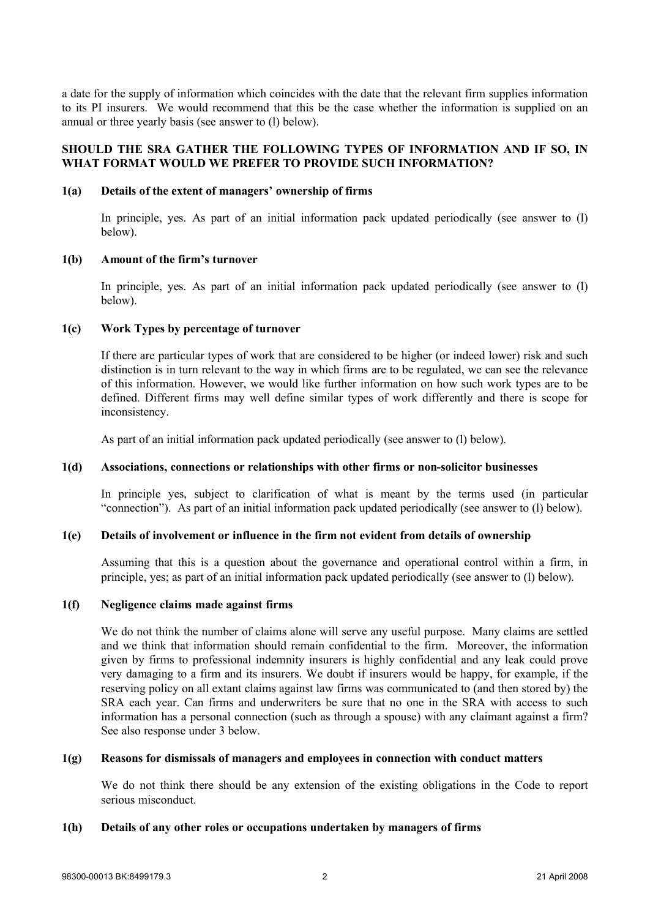a date for the supply of information which coincides with the date that the relevant firm supplies information to its PI insurers. We would recommend that this be the case whether the information is supplied on an annual or three yearly basis (see answer to (l) below).

**SHOULD THE SRA GATHER THE FOLLOWING TYPES OF INFORMATION AND IF SO, IN WHAT FORMAT WOULD WE PREFER TO PROVIDE SUCH INFORMATION?**

**1(a) Details of the extent of managers' ownership of firms**

In principle, yes. As part of an initial information pack updated periodically (see answer to (l) below).

**1(b) Amount of the firm's turnover**

In principle, yes. As part of an initial information pack updated periodically (see answer to (l) below).

**1(c) Work Types by percentage of turnover**

If there are particular types of work that are considered to be higher (or indeed lower) risk and such distinction is in turn relevant to the way in which firms are to be regulated, we can see the relevance of this information. However, we would like further information on how such work types are to be defined. Different firms may well define similar types of work differently and there is scope for inconsistency.

As part of an initial information pack updated periodically (see answer to (l) below).

**1(d) Associations, connections or relationships with other firms or non-solicitor businesses**

In principle yes, subject to clarification of what is meant by the terms used (in particular "connection"). As part of an initial information pack updated periodically (see answer to (l) below).

**1(e) Details of involvement or influence in the firm not evident from details of ownership**

Assuming that this is a question about the governance and operational control within a firm, in principle, yes; as part of an initial information pack updated periodically (see answer to (l) below).

**1(f) Negligence claims made against firms**

We do not think the number of claims alone will serve any useful purpose. Many claims are settled and we think that information should remain confidential to the firm. Moreover, the information given by firms to professional indemnity insurers is highly confidential and any leak could prove very damaging to a firm and its insurers. We doubt if insurers would be happy, for example, if the reserving policy on all extant claims against law firms was communicated to (and then stored by) the SRA each year. Can firms and underwriters be sure that no one in the SRA with access to such information has a personal connection (such as through a spouse) with any claimant against a firm? See also response under 3 below.

**1(g) Reasons for dismissals of managers and employees in connection with conduct matters**

We do not think there should be any extension of the existing obligations in the Code to report serious misconduct.

**1(h) Details of any other roles or occupations undertaken by managers of firms**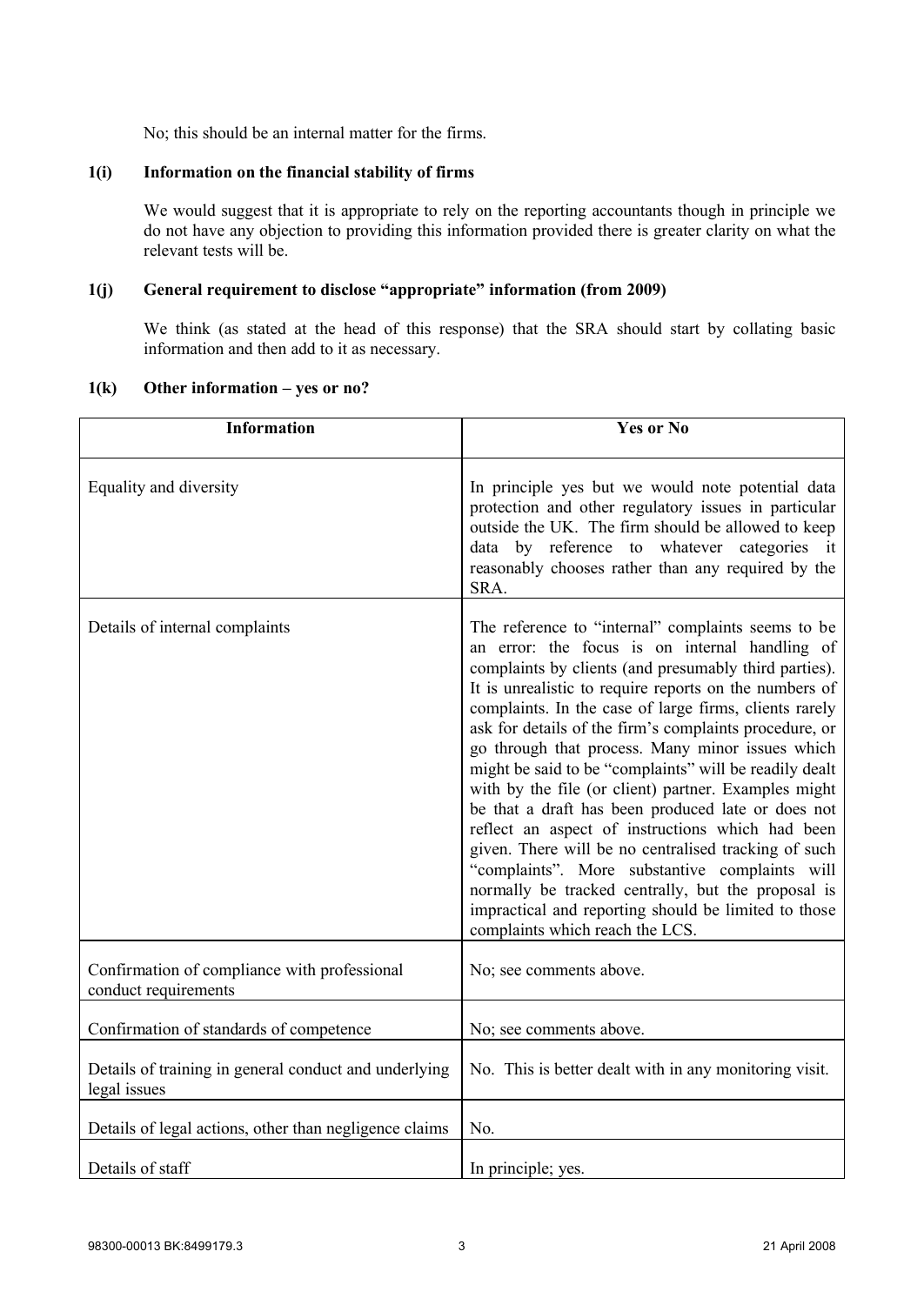No; this should be an internal matter for the firms.

### 1(i) Information on the financial stability of firms

We would suggest that it is appropriate to rely on the reporting accountants though in principle we do not have any objection to providing this information provided there is greater clarity on what the relevant tests will be.

### 1(j) General requirement to disclose "appropriate" information (from 2009)

We think (as stated at the head of this response) that the SRA should start by collating basic information and then add to it as necessary.

### 1(k) Other information – yes or no?

| Information | Yes or No |
|---|---|
| Equality and diversity | In principle yes but we would note potential data protection and other regulatory issues in particular outside the UK. The firm should be allowed to keep data by reference to whatever categories it reasonably chooses rather than any required by the SRA. |
| Details of internal complaints | The reference to "internal" complaints seems to be an error: the focus is on internal handling of complaints by clients (and presumably third parties). It is unrealistic to require reports on the numbers of complaints. In the case of large firms, clients rarely ask for details of the firm's complaints procedure, or go through that process. Many minor issues which might be said to be "complaints" will be readily dealt with by the file (or client) partner. Examples might be that a draft has been produced late or does not reflect an aspect of instructions which had been given. There will be no centralised tracking of such "complaints". More substantive complaints will normally be tracked centrally, but the proposal is impractical and reporting should be limited to those complaints which reach the LCS. |
| Confirmation of compliance with professional conduct requirements | No; see comments above. |
| Confirmation of standards of competence | No; see comments above. |
| Details of training in general conduct and underlying legal issues | No. This is better dealt with in any monitoring visit. |
| Details of legal actions, other than negligence claims | No. |
| Details of staff | In principle; yes. |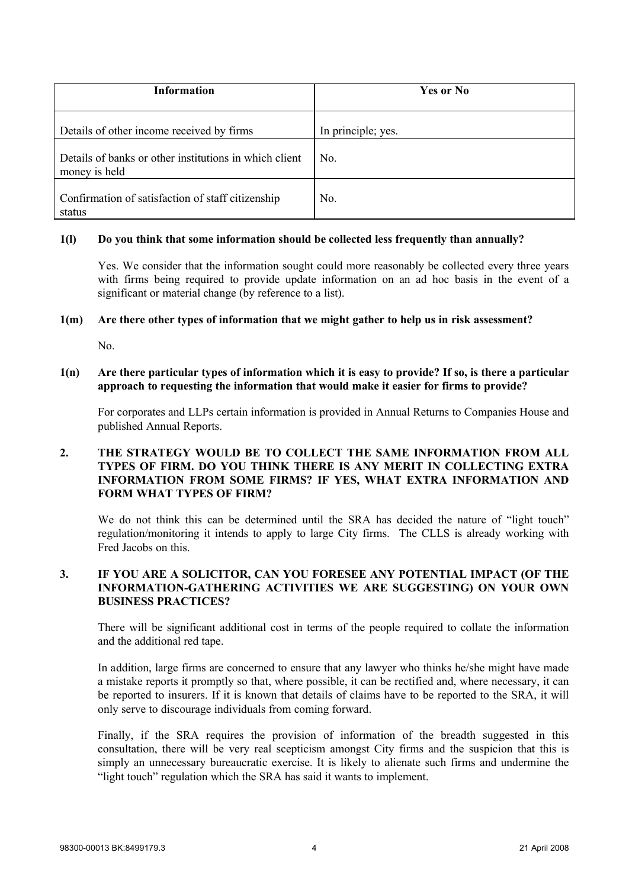| Information | Yes or No |
| --- | --- |
| Details of other income received by firms | In principle; yes. |
| Details of banks or other institutions in which client money is held | No. |
| Confirmation of satisfaction of staff citizenship status | No. |

**1(l) Do you think that some information should be collected less frequently than annually?**

Yes. We consider that the information sought could more reasonably be collected every three years with firms being required to provide update information on an ad hoc basis in the event of a significant or material change (by reference to a list).

**1(m) Are there other types of information that we might gather to help us in risk assessment?**

No.

**1(n) Are there particular types of information which it is easy to provide? If so, is there a particular approach to requesting the information that would make it easier for firms to provide?**

For corporates and LLPs certain information is provided in Annual Returns to Companies House and published Annual Reports.

**2. THE STRATEGY WOULD BE TO COLLECT THE SAME INFORMATION FROM ALL TYPES OF FIRM. DO YOU THINK THERE IS ANY MERIT IN COLLECTING EXTRA INFORMATION FROM SOME FIRMS? IF YES, WHAT EXTRA INFORMATION AND FORM WHAT TYPES OF FIRM?**

We do not think this can be determined until the SRA has decided the nature of "light touch" regulation/monitoring it intends to apply to large City firms. The CLLS is already working with Fred Jacobs on this.

**3. IF YOU ARE A SOLICITOR, CAN YOU FORESEE ANY POTENTIAL IMPACT (OF THE INFORMATION-GATHERING ACTIVITIES WE ARE SUGGESTING) ON YOUR OWN BUSINESS PRACTICES?**

There will be significant additional cost in terms of the people required to collate the information and the additional red tape.

In addition, large firms are concerned to ensure that any lawyer who thinks he/she might have made a mistake reports it promptly so that, where possible, it can be rectified and, where necessary, it can be reported to insurers. If it is known that details of claims have to be reported to the SRA, it will only serve to discourage individuals from coming forward.

Finally, if the SRA requires the provision of information of the breadth suggested in this consultation, there will be very real scepticism amongst City firms and the suspicion that this is simply an unnecessary bureaucratic exercise. It is likely to alienate such firms and undermine the "light touch" regulation which the SRA has said it wants to implement.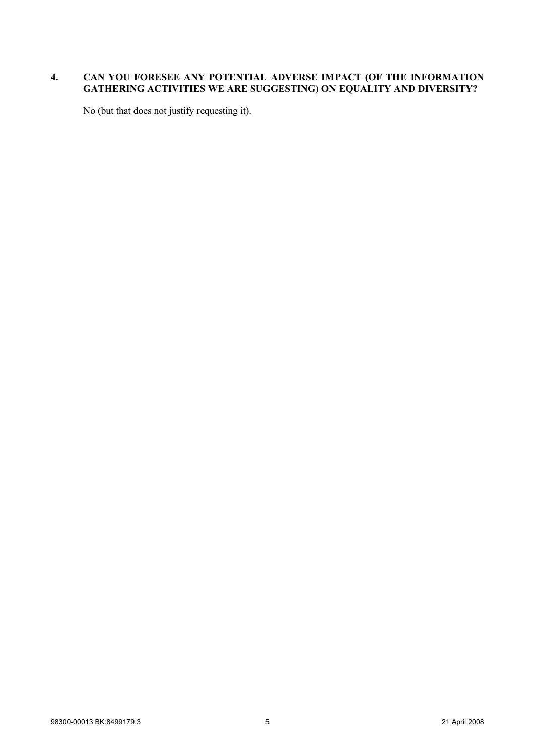## 4. CAN YOU FORESEE ANY POTENTIAL ADVERSE IMPACT (OF THE INFORMATION GATHERING ACTIVITIES WE ARE SUGGESTING) ON EQUALITY AND DIVERSITY?

No (but that does not justify requesting it).